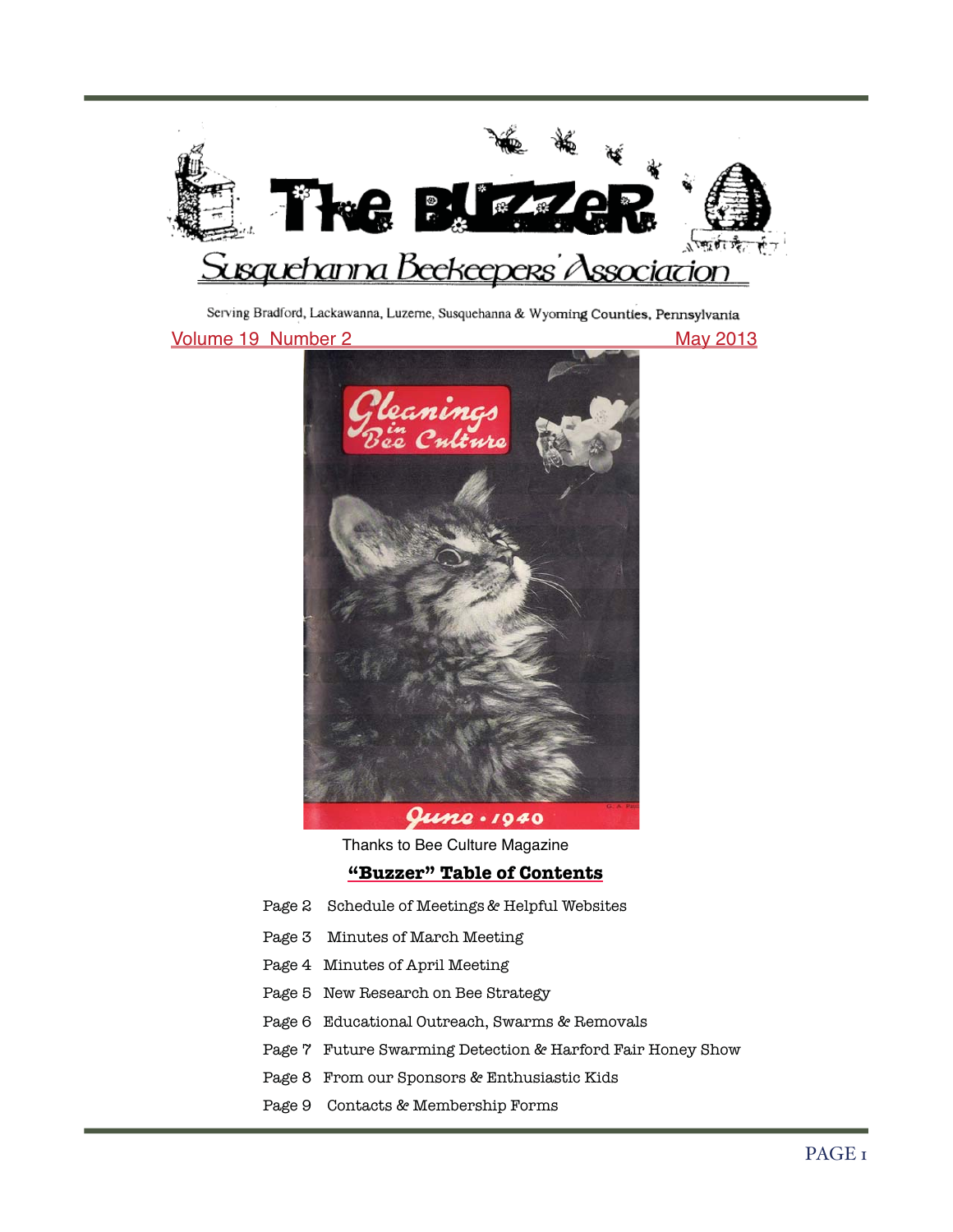# The BUZZeR

## Susquehanna Beekeepers' Association

Serving Bradford, Lackawanna, Luzerne, Susquehanna & Wyoming Counties, Pennsylvania

Volume 19 Number 2 May 2013

Thanks to Bee Culture Magazine

**"Buzzer" Table of Contents**

Page 2 Schedule of Meetings & Helpful Websites

Page 3 Minutes of March Meeting

Page 4 Minutes of April Meeting

Page 5 New Research on Bee Strategy

Page 6 Educational Outreach, Swarms & Removals

Page 7 Future Swarming Detection & Harford Fair Honey Show

Page 8 From our Sponsors & Enthusiastic Kids

Page 9 Contacts & Membership Forms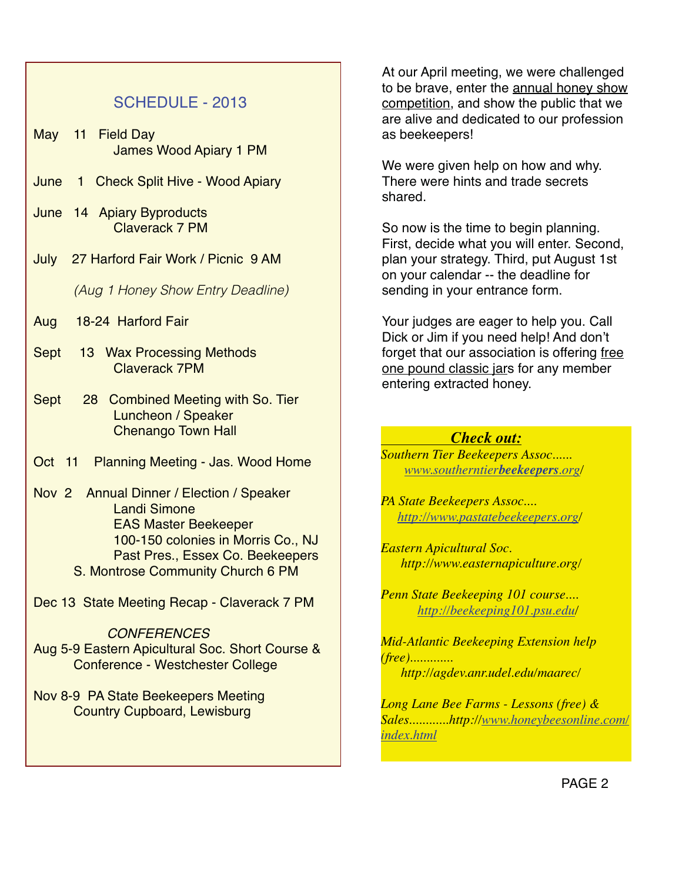## SCHEDULE - 2013

May 11 Field Day
James Wood Apiary 1 PM

June 1 Check Split Hive - Wood Apiary

June 14 Apiary Byproducts
Claverack 7 PM

July 27 Harford Fair Work / Picnic 9 AM

*(Aug 1 Honey Show Entry Deadline)*

Aug 18-24 Harford Fair

Sept 13 Wax Processing Methods
Claverack 7PM

Sept 28 Combined Meeting with So. Tier
Luncheon / Speaker
Chenango Town Hall

Oct 11 Planning Meeting - Jas. Wood Home

Nov 2 Annual Dinner / Election / Speaker
Landi Simone
EAS Master Beekeeper
100-150 colonies in Morris Co., NJ
Past Pres., Essex Co. Beekeepers
S. Montrose Community Church 6 PM

Dec 13 State Meeting Recap - Claverack 7 PM

### CONFERENCES

Aug 5-9 Eastern Apicultural Soc. Short Course & Conference - Westchester College

Nov 8-9 PA State Beekeepers Meeting
Country Cupboard, Lewisburg

At our April meeting, we were challenged to be brave, enter the annual honey show competition, and show the public that we are alive and dedicated to our profession as beekeepers!

We were given help on how and why. There were hints and trade secrets shared.

So now is the time to begin planning. First, decide what you will enter. Second, plan your strategy. Third, put August 1st on your calendar -- the deadline for sending in your entrance form.

Your judges are eager to help you. Call Dick or Jim if you need help! And don't forget that our association is offering free one pound classic jars for any member entering extracted honey.

***Check out:***

*Southern Tier Beekeepers Assoc......*
*www.southerntier**beekeepers**.org/*

*PA State Beekeepers Assoc....*
*http://www.pastatebeekeepers.org/*

*Eastern Apicultural Soc.*
*http://www.easternapiculture.org/*

*Penn State Beekeeping 101 course....*
*http://beekeeping101.psu.edu/*

*Mid-Atlantic Beekeeping Extension help (free).............*
*http://agdev.anr.udel.edu/maarec/*

*Long Lane Bee Farms - Lessons (free) & Sales............http://www.honeybeesonline.com/index.html*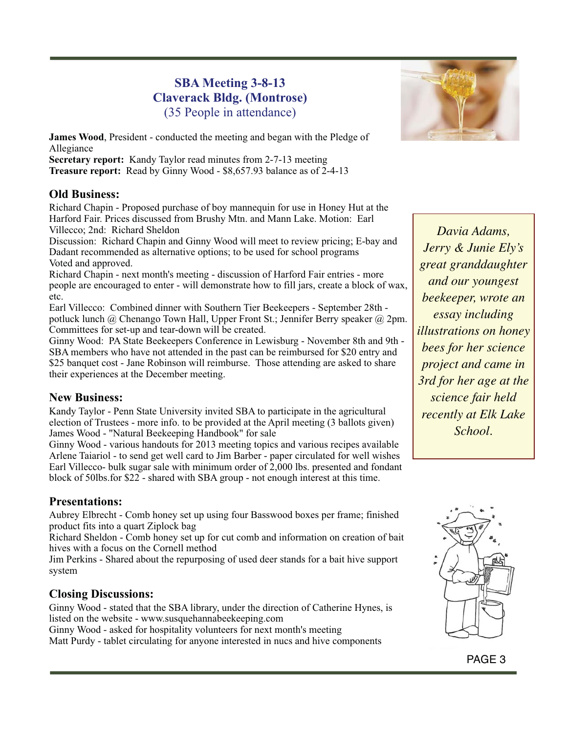## SBA Meeting 3-8-13
## Claverack Bldg. (Montrose)
(35 People in attendance)

**James Wood**, President - conducted the meeting and began with the Pledge of Allegiance
**Secretary report:** Kandy Taylor read minutes from 2-7-13 meeting
**Treasure report:** Read by Ginny Wood - $8,657.93 balance as of 2-4-13

### Old Business:

Richard Chapin - Proposed purchase of boy mannequin for use in Honey Hut at the Harford Fair. Prices discussed from Brushy Mtn. and Mann Lake. Motion: Earl Villecco; 2nd: Richard Sheldon
Discussion: Richard Chapin and Ginny Wood will meet to review pricing; E-bay and Dadant recommended as alternative options; to be used for school programs
Voted and approved.
Richard Chapin - next month's meeting - discussion of Harford Fair entries - more people are encouraged to enter - will demonstrate how to fill jars, create a block of wax, etc.
Earl Villecco: Combined dinner with Southern Tier Beekeepers - September 28th - potluck lunch @ Chenango Town Hall, Upper Front St.; Jennifer Berry speaker @ 2pm. Committees for set-up and tear-down will be created.
Ginny Wood: PA State Beekeepers Conference in Lewisburg - November 8th and 9th - SBA members who have not attended in the past can be reimbursed for $20 entry and $25 banquet cost - Jane Robinson will reimburse. Those attending are asked to share their experiences at the December meeting.

### New Business:

Kandy Taylor - Penn State University invited SBA to participate in the agricultural election of Trustees - more info. to be provided at the April meeting (3 ballots given)
James Wood - "Natural Beekeeping Handbook" for sale
Ginny Wood - various handouts for 2013 meeting topics and various recipes available
Arlene Taiariol - to send get well card to Jim Barber - paper circulated for well wishes
Earl Villecco- bulk sugar sale with minimum order of 2,000 lbs. presented and fondant block of 50lbs.for $22 - shared with SBA group - not enough interest at this time.

### Presentations:

Aubrey Elbrecht - Comb honey set up using four Basswood boxes per frame; finished product fits into a quart Ziplock bag
Richard Sheldon - Comb honey set up for cut comb and information on creation of bait hives with a focus on the Cornell method
Jim Perkins - Shared about the repurposing of used deer stands for a bait hive support system

### Closing Discussions:

Ginny Wood - stated that the SBA library, under the direction of Catherine Hynes, is listed on the website - www.susquehannabeekeeping.com
Ginny Wood - asked for hospitality volunteers for next month's meeting
Matt Purdy - tablet circulating for anyone interested in nucs and hive components

*Davia Adams, Jerry & Junie Ely's great granddaughter and our youngest beekeeper, wrote an essay including illustrations on honey bees for her science project and came in 3rd for her age at the science fair held recently at Elk Lake School.*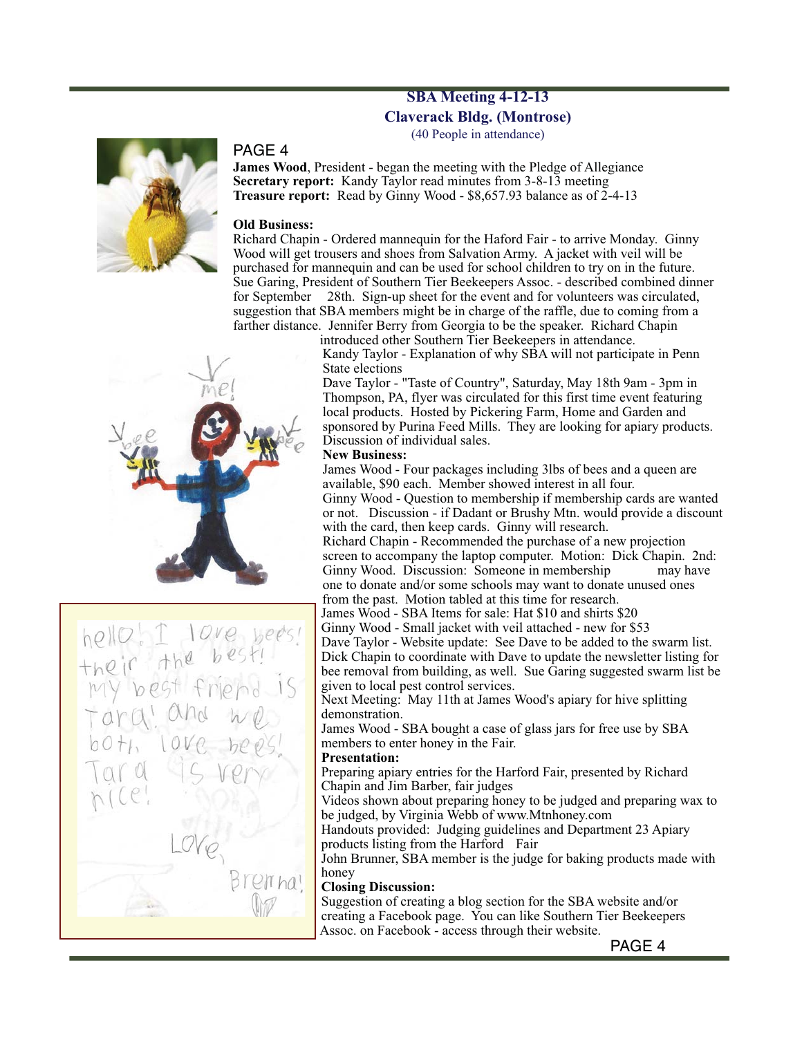## SBA Meeting 4-12-13
## Claverack Bldg. (Montrose)
(40 People in attendance)

**James Wood**, President - began the meeting with the Pledge of Allegiance
**Secretary report:** Kandy Taylor read minutes from 3-8-13 meeting
**Treasure report:** Read by Ginny Wood - $8,657.93 balance as of 2-4-13

**Old Business:**

Richard Chapin - Ordered mannequin for the Haford Fair - to arrive Monday. Ginny Wood will get trousers and shoes from Salvation Army. A jacket with veil will be purchased for mannequin and can be used for school children to try on in the future.

Sue Garing, President of Southern Tier Beekeepers Assoc. - described combined dinner for September 28th. Sign-up sheet for the event and for volunteers was circulated, suggestion that SBA members might be in charge of the raffle, due to coming from a farther distance. Jennifer Berry from Georgia to be the speaker. Richard Chapin introduced other Southern Tier Beekeepers in attendance.

Kandy Taylor - Explanation of why SBA will not participate in Penn State elections

Dave Taylor - "Taste of Country", Saturday, May 18th 9am - 3pm in Thompson, PA, flyer was circulated for this first time event featuring local products. Hosted by Pickering Farm, Home and Garden and sponsored by Purina Feed Mills. They are looking for apiary products. Discussion of individual sales.

**New Business:**

James Wood - Four packages including 3lbs of bees and a queen are available, $90 each. Member showed interest in all four.

Ginny Wood - Question to membership if membership cards are wanted or not. Discussion - if Dadant or Brushy Mtn. would provide a discount with the card, then keep cards. Ginny will research.

Richard Chapin - Recommended the purchase of a new projection screen to accompany the laptop computer. Motion: Dick Chapin. 2nd: Ginny Wood. Discussion: Someone in membership may have one to donate and/or some schools may want to donate unused ones from the past. Motion tabled at this time for research.

James Wood - SBA Items for sale: Hat $10 and shirts $20

Ginny Wood - Small jacket with veil attached - new for $53

Dave Taylor - Website update: See Dave to be added to the swarm list. Dick Chapin to coordinate with Dave to update the newsletter listing for bee removal from building, as well. Sue Garing suggested swarm list be given to local pest control services.

Next Meeting: May 11th at James Wood's apiary for hive splitting demonstration.

James Wood - SBA bought a case of glass jars for free use by SBA members to enter honey in the Fair.

**Presentation:**

Preparing apiary entries for the Harford Fair, presented by Richard Chapin and Jim Barber, fair judges

Videos shown about preparing honey to be judged and preparing wax to be judged, by Virginia Webb of www.Mtnhoney.com

Handouts provided: Judging guidelines and Department 23 Apiary products listing from the Harford Fair

John Brunner, SBA member is the judge for baking products made with honey

**Closing Discussion:**

Suggestion of creating a blog section for the SBA website and/or creating a Facebook page. You can like Southern Tier Beekeepers Assoc. on Facebook - access through their website.

hello! I love bees! their the best! my best friend is Tara! and we both love bees! Tara is very nice!

Love,
Brenna!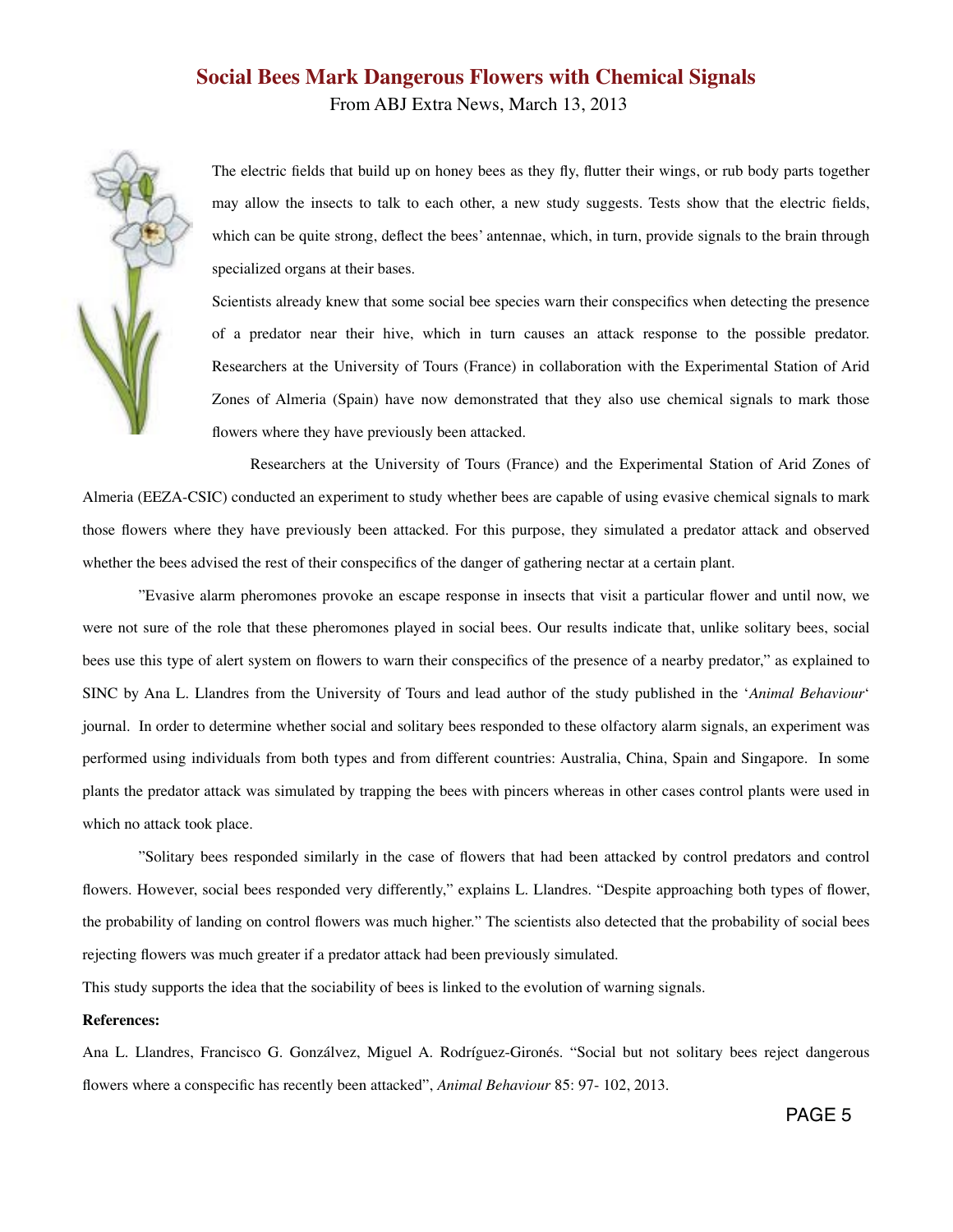# Social Bees Mark Dangerous Flowers with Chemical Signals

From ABJ Extra News, March 13, 2013

The electric fields that build up on honey bees as they fly, flutter their wings, or rub body parts together may allow the insects to talk to each other, a new study suggests. Tests show that the electric fields, which can be quite strong, deflect the bees' antennae, which, in turn, provide signals to the brain through specialized organs at their bases.

Scientists already knew that some social bee species warn their conspecifics when detecting the presence of a predator near their hive, which in turn causes an attack response to the possible predator. Researchers at the University of Tours (France) in collaboration with the Experimental Station of Arid Zones of Almeria (Spain) have now demonstrated that they also use chemical signals to mark those flowers where they have previously been attacked.

Researchers at the University of Tours (France) and the Experimental Station of Arid Zones of Almeria (EEZA-CSIC) conducted an experiment to study whether bees are capable of using evasive chemical signals to mark those flowers where they have previously been attacked. For this purpose, they simulated a predator attack and observed whether the bees advised the rest of their conspecifics of the danger of gathering nectar at a certain plant.

"Evasive alarm pheromones provoke an escape response in insects that visit a particular flower and until now, we were not sure of the role that these pheromones played in social bees. Our results indicate that, unlike solitary bees, social bees use this type of alert system on flowers to warn their conspecifics of the presence of a nearby predator," as explained to SINC by Ana L. Llandres from the University of Tours and lead author of the study published in the '*Animal Behaviour*' journal. In order to determine whether social and solitary bees responded to these olfactory alarm signals, an experiment was performed using individuals from both types and from different countries: Australia, China, Spain and Singapore. In some plants the predator attack was simulated by trapping the bees with pincers whereas in other cases control plants were used in which no attack took place.

"Solitary bees responded similarly in the case of flowers that had been attacked by control predators and control flowers. However, social bees responded very differently," explains L. Llandres. "Despite approaching both types of flower, the probability of landing on control flowers was much higher." The scientists also detected that the probability of social bees rejecting flowers was much greater if a predator attack had been previously simulated.

This study supports the idea that the sociability of bees is linked to the evolution of warning signals.

**References:**

Ana L. Llandres, Francisco G. Gonzálvez, Miguel A. Rodríguez-Gironés. "Social but not solitary bees reject dangerous flowers where a conspecific has recently been attacked", *Animal Behaviour* 85: 97- 102, 2013.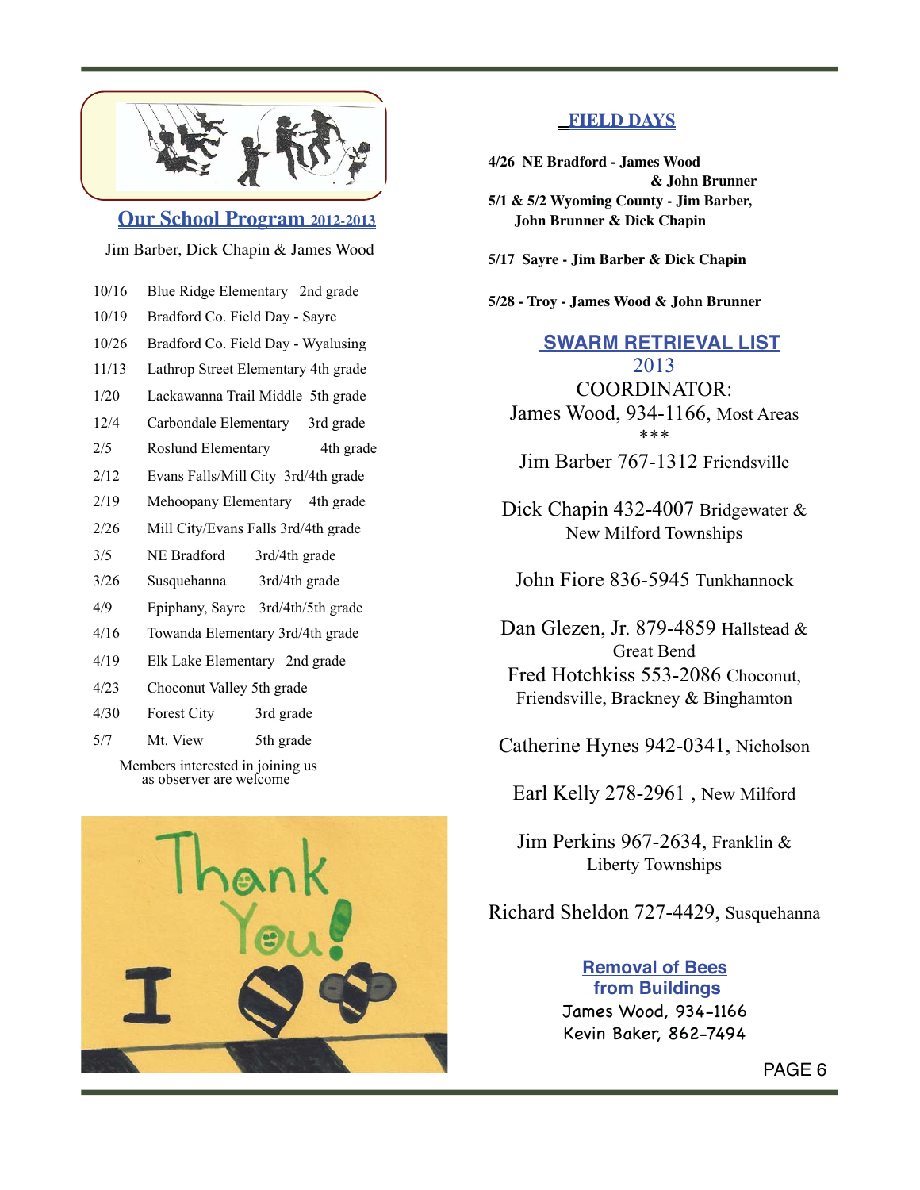## Our School Program 2012-2013

Jim Barber, Dick Chapin & James Wood

| Date | School | Grade |
|---|---|---|
| 10/16 | Blue Ridge Elementary | 2nd grade |
| 10/19 | Bradford Co. Field Day - Sayre | |
| 10/26 | Bradford Co. Field Day - Wyalusing | |
| 11/13 | Lathrop Street Elementary | 4th grade |
| 1/20 | Lackawanna Trail Middle | 5th grade |
| 12/4 | Carbondale Elementary | 3rd grade |
| 2/5 | Roslund Elementary | 4th grade |
| 2/12 | Evans Falls/Mill City | 3rd/4th grade |
| 2/19 | Mehoopany Elementary | 4th grade |
| 2/26 | Mill City/Evans Falls | 3rd/4th grade |
| 3/5 | NE Bradford | 3rd/4th grade |
| 3/26 | Susquehanna | 3rd/4th grade |
| 4/9 | Epiphany, Sayre | 3rd/4th/5th grade |
| 4/16 | Towanda Elementary | 3rd/4th grade |
| 4/19 | Elk Lake Elementary | 2nd grade |
| 4/23 | Choconut Valley | 5th grade |
| 4/30 | Forest City | 3rd grade |
| 5/7 | Mt. View | 5th grade |

Members interested in joining us as observer are welcome

## FIELD DAYS

**4/26 NE Bradford - James Wood & John Brunner**

**5/1 & 5/2 Wyoming County - Jim Barber, John Brunner & Dick Chapin**

**5/17 Sayre - Jim Barber & Dick Chapin**

**5/28 - Troy - James Wood & John Brunner**

## SWARM RETRIEVAL LIST 2013

COORDINATOR:
James Wood, 934-1166, Most Areas

***

Jim Barber 767-1312 Friendsville

Dick Chapin 432-4007 Bridgewater & New Milford Townships

John Fiore 836-5945 Tunkhannock

Dan Glezen, Jr. 879-4859 Hallstead & Great Bend

Fred Hotchkiss 553-2086 Choconut, Friendsville, Brackney & Binghamton

Catherine Hynes 942-0341, Nicholson

Earl Kelly 278-2961 , New Milford

Jim Perkins 967-2634, Franklin & Liberty Townships

Richard Sheldon 727-4429, Susquehanna

## Removal of Bees from Buildings

James Wood, 934-1166
Kevin Baker, 862-7494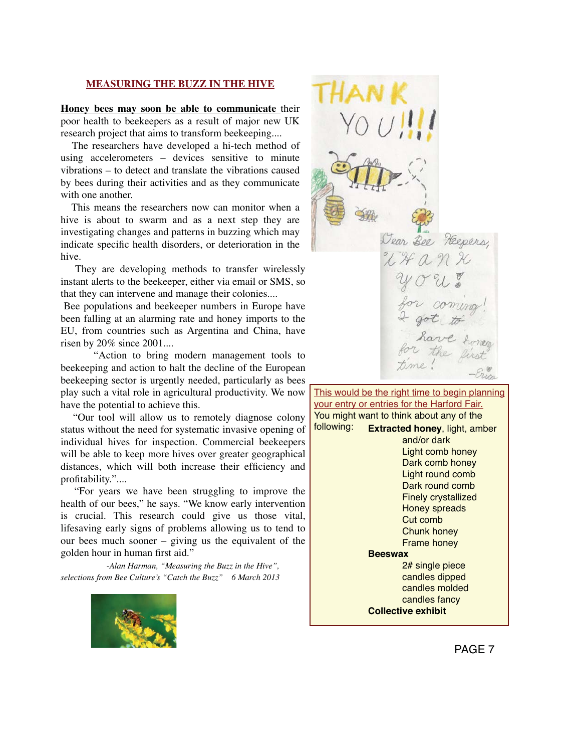## MEASURING THE BUZZ IN THE HIVE

**Honey bees may soon be able to communicate** their poor health to beekeepers as a result of major new UK research project that aims to transform beekeeping....

The researchers have developed a hi-tech method of using accelerometers – devices sensitive to minute vibrations – to detect and translate the vibrations caused by bees during their activities and as they communicate with one another.

This means the researchers now can monitor when a hive is about to swarm and as a next step they are investigating changes and patterns in buzzing which may indicate specific health disorders, or deterioration in the hive.

They are developing methods to transfer wirelessly instant alerts to the beekeeper, either via email or SMS, so that they can intervene and manage their colonies....

Bee populations and beekeeper numbers in Europe have been falling at an alarming rate and honey imports to the EU, from countries such as Argentina and China, have risen by 20% since 2001....

"Action to bring modern management tools to beekeeping and action to halt the decline of the European beekeeping sector is urgently needed, particularly as bees play such a vital role in agricultural productivity. We now have the potential to achieve this.

"Our tool will allow us to remotely diagnose colony status without the need for systematic invasive opening of individual hives for inspection. Commercial beekeepers will be able to keep more hives over greater geographical distances, which will both increase their efficiency and profitability."....

"For years we have been struggling to improve the health of our bees," he says. "We know early intervention is crucial. This research could give us those vital, lifesaving early signs of problems allowing us to tend to our bees much sooner – giving us the equivalent of the golden hour in human first aid."

*-Alan Harman, "Measuring the Buzz in the Hive", selections from Bee Culture's "Catch the Buzz" 6 March 2013*

THANK YOU!!!!

Dear Bee Keepers, THANK YOU! for coming! I got to have honey for the first time! -Erica

This would be the right time to begin planning your entry or entries for the Harford Fair.

You might want to think about any of the following:

**Extracted honey**, light, amber and/or dark
- Light comb honey
- Dark comb honey
- Light round comb
- Dark round comb
- Finely crystallized
- Honey spreads
- Cut comb
- Chunk honey
- Frame honey

**Beeswax**
- 2# single piece
- candles dipped
- candles molded
- candles fancy

**Collective exhibit**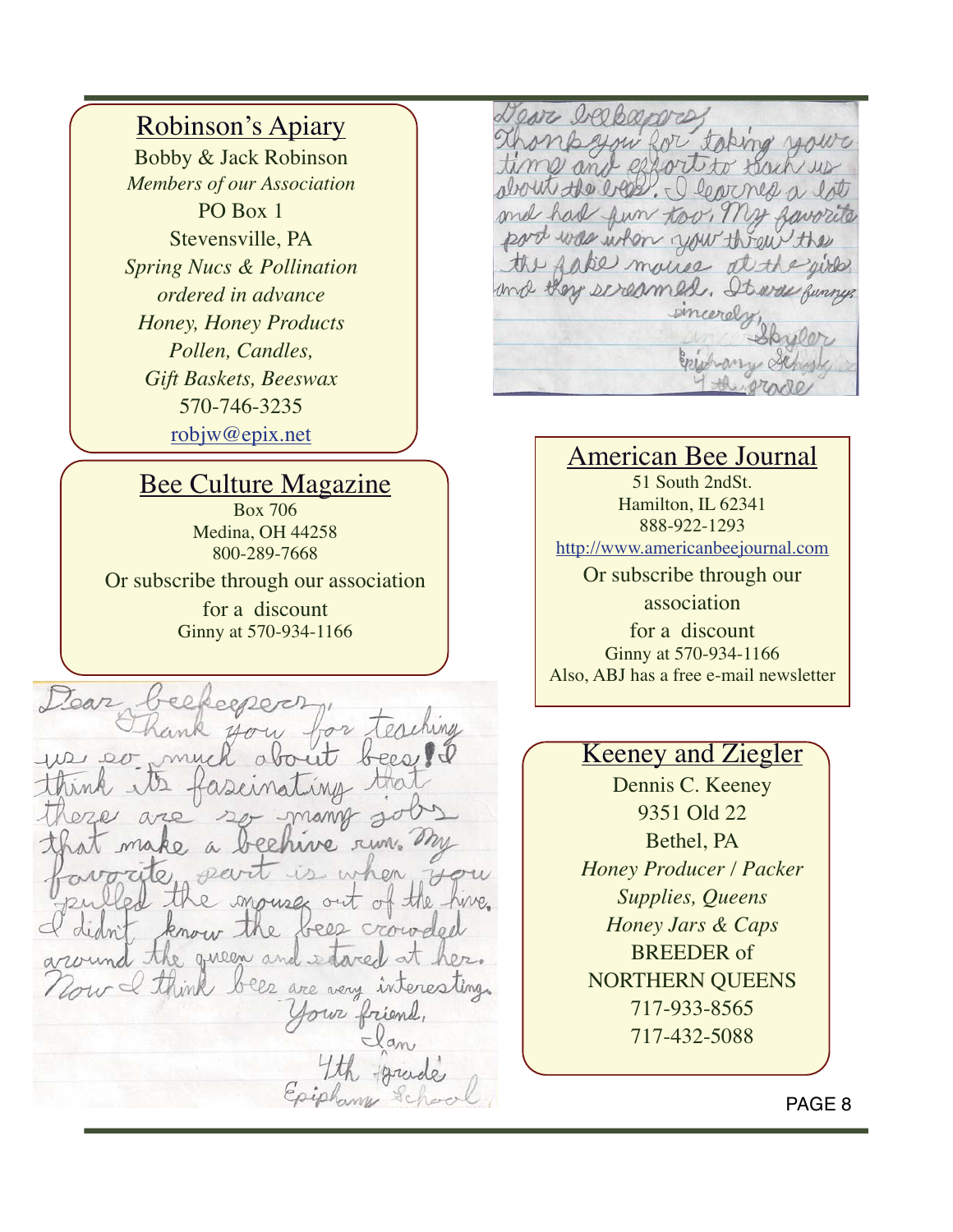## Robinson's Apiary

Bobby & Jack Robinson

*Members of our Association*

PO Box 1

Stevensville, PA

*Spring Nucs & Pollination ordered in advance*

*Honey, Honey Products*

*Pollen, Candles,*

*Gift Baskets, Beeswax*

570-746-3235

robjw@epix.net

## Bee Culture Magazine

Box 706

Medina, OH 44258

800-289-7668

Or subscribe through our association for a discount

Ginny at 570-934-1166

Dear beekeepers,
Thank you for teaching us so much about bees! I think its fasinating that there are so many jobs that make a beehive run. My favorite part is when you pulled the mouse out of the hive. I didn't know the bees crowded around the queen and stared at her. Now I think bees are very interesting.
Your friend,
Ian
4th grade
Epiphany School

Dear beekeepers,
Thank you for taking your time and effort to teach us about the bees. I learned a lot and had fun too. My favorite part was when you threw the the fake mouse at the girls and they screamed. It was funny.
sincerely,
Skyler
Epiphany School
4th grade

## American Bee Journal

51 South 2ndSt.

Hamilton, IL 62341

888-922-1293

http://www.americanbeejournal.com

Or subscribe through our association for a discount

Ginny at 570-934-1166

Also, ABJ has a free e-mail newsletter

## Keeney and Ziegler

Dennis C. Keeney

9351 Old 22

Bethel, PA

*Honey Producer / Packer*

*Supplies, Queens*

*Honey Jars & Caps*

BREEDER of NORTHERN QUEENS

717-933-8565

717-432-5088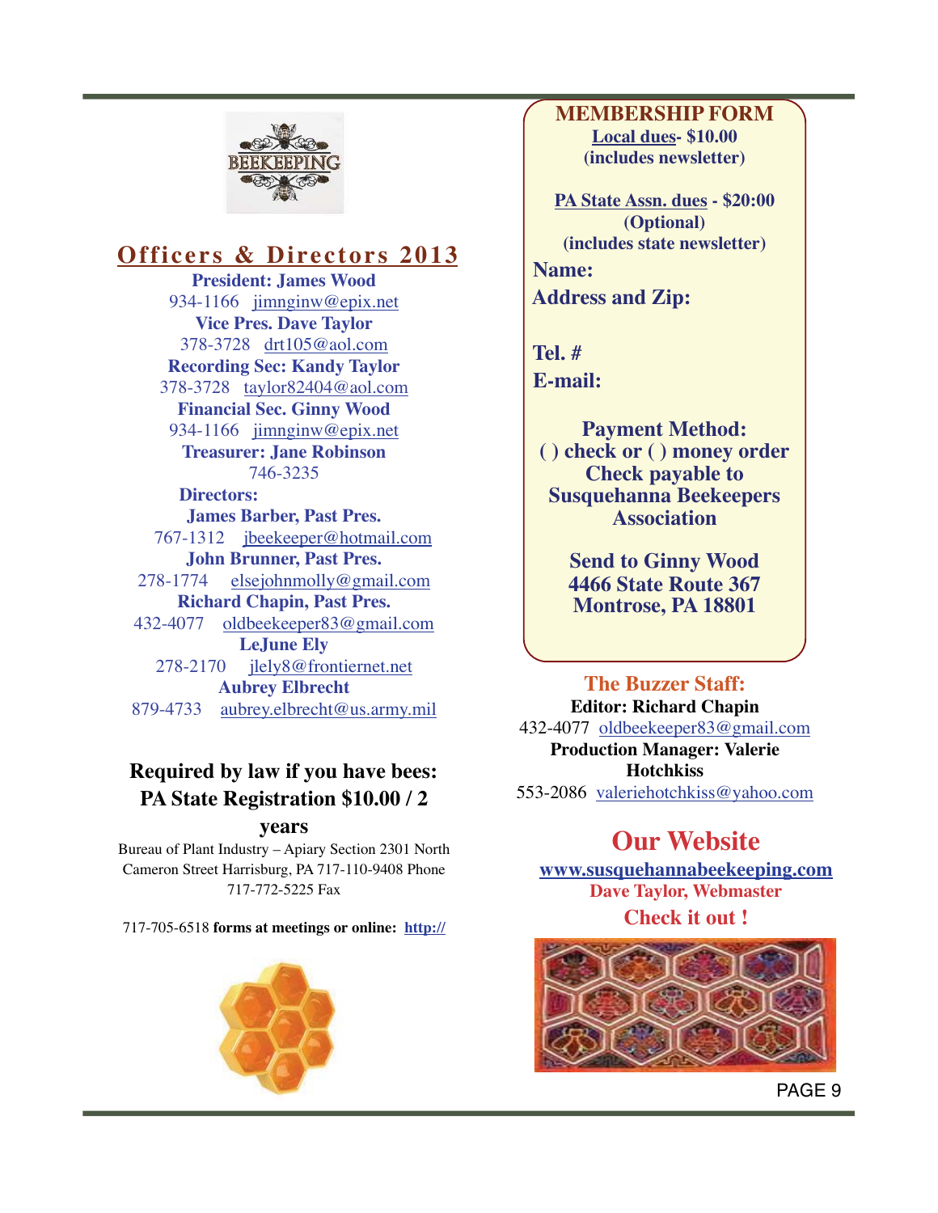## Officers & Directors 2013

**President: James Wood**
934-1166 jimnginw@epix.net

**Vice Pres. Dave Taylor**
378-3728 drt105@aol.com

**Recording Sec: Kandy Taylor**
378-3728 taylor82404@aol.com

**Financial Sec. Ginny Wood**
934-1166 jimnginw@epix.net

**Treasurer: Jane Robinson**
746-3235

**Directors:**

**James Barber, Past Pres.**
767-1312 jbeekeeper@hotmail.com

**John Brunner, Past Pres.**
278-1774 elsejohnmolly@gmail.com

**Richard Chapin, Past Pres.**
432-4077 oldbeekeeper83@gmail.com

**LeJune Ely**
278-2170 jlely8@frontiernet.net

**Aubrey Elbrecht**
879-4733 aubrey.elbrecht@us.army.mil

### Required by law if you have bees: PA State Registration $10.00 / 2 years

Bureau of Plant Industry – Apiary Section 2301 North Cameron Street Harrisburg, PA 717-110-9408 Phone 717-772-5225 Fax

717-705-6518 **forms at meetings or online: http://**

## MEMBERSHIP FORM

**Local dues- $10.00**
**(includes newsletter)**

**PA State Assn. dues - $20:00**
**(Optional)**
**(includes state newsletter)**

**Name:**

**Address and Zip:**

**Tel. #**

**E-mail:**

**Payment Method:**
**( ) check or ( ) money order**
**Check payable to Susquehanna Beekeepers Association**

**Send to Ginny Wood**
**4466 State Route 367**
**Montrose, PA 18801**

### The Buzzer Staff:

**Editor: Richard Chapin**
432-4077 oldbeekeeper83@gmail.com

**Production Manager: Valerie Hotchkiss**
553-2086 valeriehotchkiss@yahoo.com

## Our Website

**www.susquehannabeekeeping.com**

**Dave Taylor, Webmaster**

**Check it out !**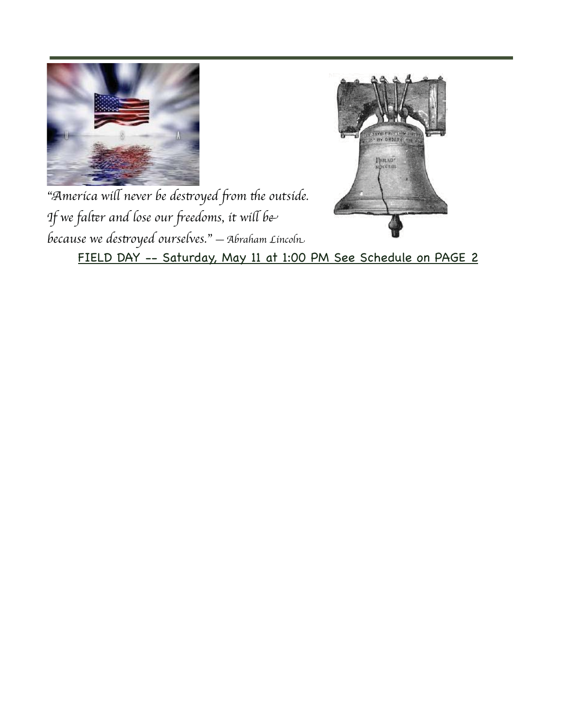*"America will never be destroyed from the outside. If we falter and lose our freedoms, it will be because we destroyed ourselves."* — *Abraham Lincoln*

FIELD DAY -- Saturday, May 11 at 1:00 PM See Schedule on PAGE 2